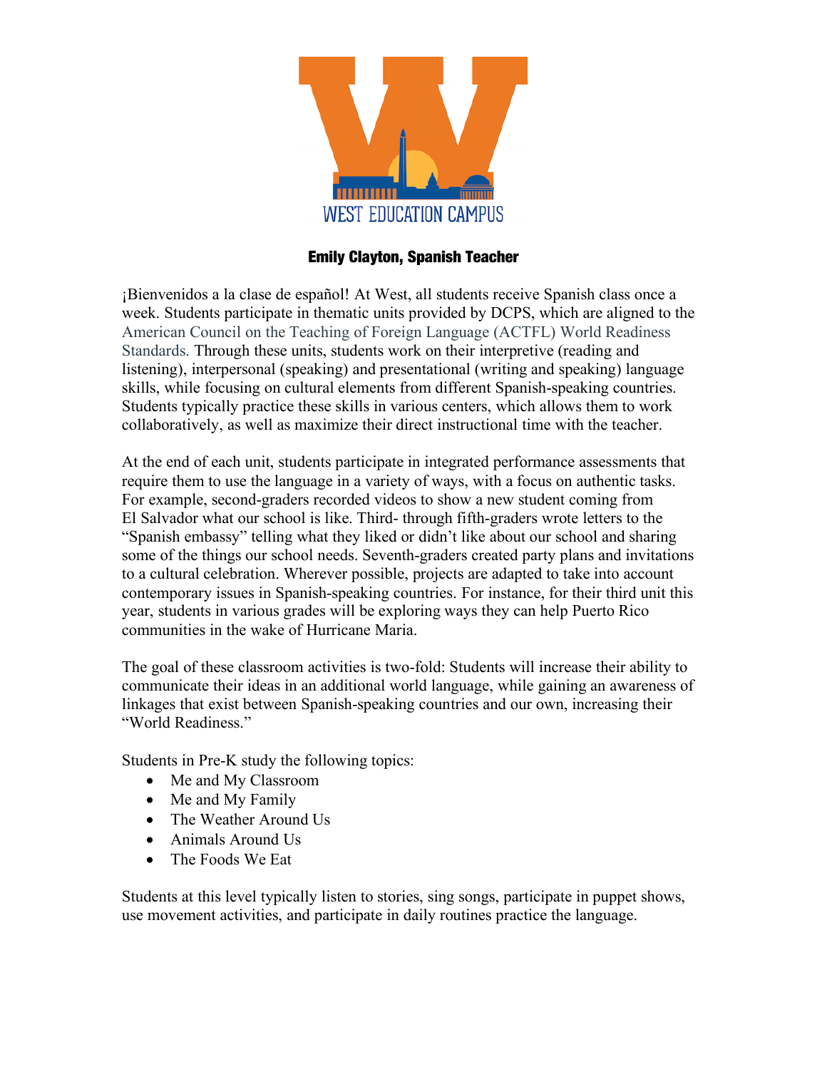WEST EDUCATION CAMPUS

**Emily Clayton, Spanish Teacher**

¡Bienvenidos a la clase de español! At West, all students receive Spanish class once a week. Students participate in thematic units provided by DCPS, which are aligned to the American Council on the Teaching of Foreign Language (ACTFL) World Readiness Standards. Through these units, students work on their interpretive (reading and listening), interpersonal (speaking) and presentational (writing and speaking) language skills, while focusing on cultural elements from different Spanish-speaking countries. Students typically practice these skills in various centers, which allows them to work collaboratively, as well as maximize their direct instructional time with the teacher.

At the end of each unit, students participate in integrated performance assessments that require them to use the language in a variety of ways, with a focus on authentic tasks. For example, second-graders recorded videos to show a new student coming from El Salvador what our school is like. Third- through fifth-graders wrote letters to the "Spanish embassy" telling what they liked or didn't like about our school and sharing some of the things our school needs. Seventh-graders created party plans and invitations to a cultural celebration. Wherever possible, projects are adapted to take into account contemporary issues in Spanish-speaking countries. For instance, for their third unit this year, students in various grades will be exploring ways they can help Puerto Rico communities in the wake of Hurricane Maria.

The goal of these classroom activities is two-fold: Students will increase their ability to communicate their ideas in an additional world language, while gaining an awareness of linkages that exist between Spanish-speaking countries and our own, increasing their "World Readiness."

Students in Pre-K study the following topics:

- Me and My Classroom
- Me and My Family
- The Weather Around Us
- Animals Around Us
- The Foods We Eat

Students at this level typically listen to stories, sing songs, participate in puppet shows, use movement activities, and participate in daily routines practice the language.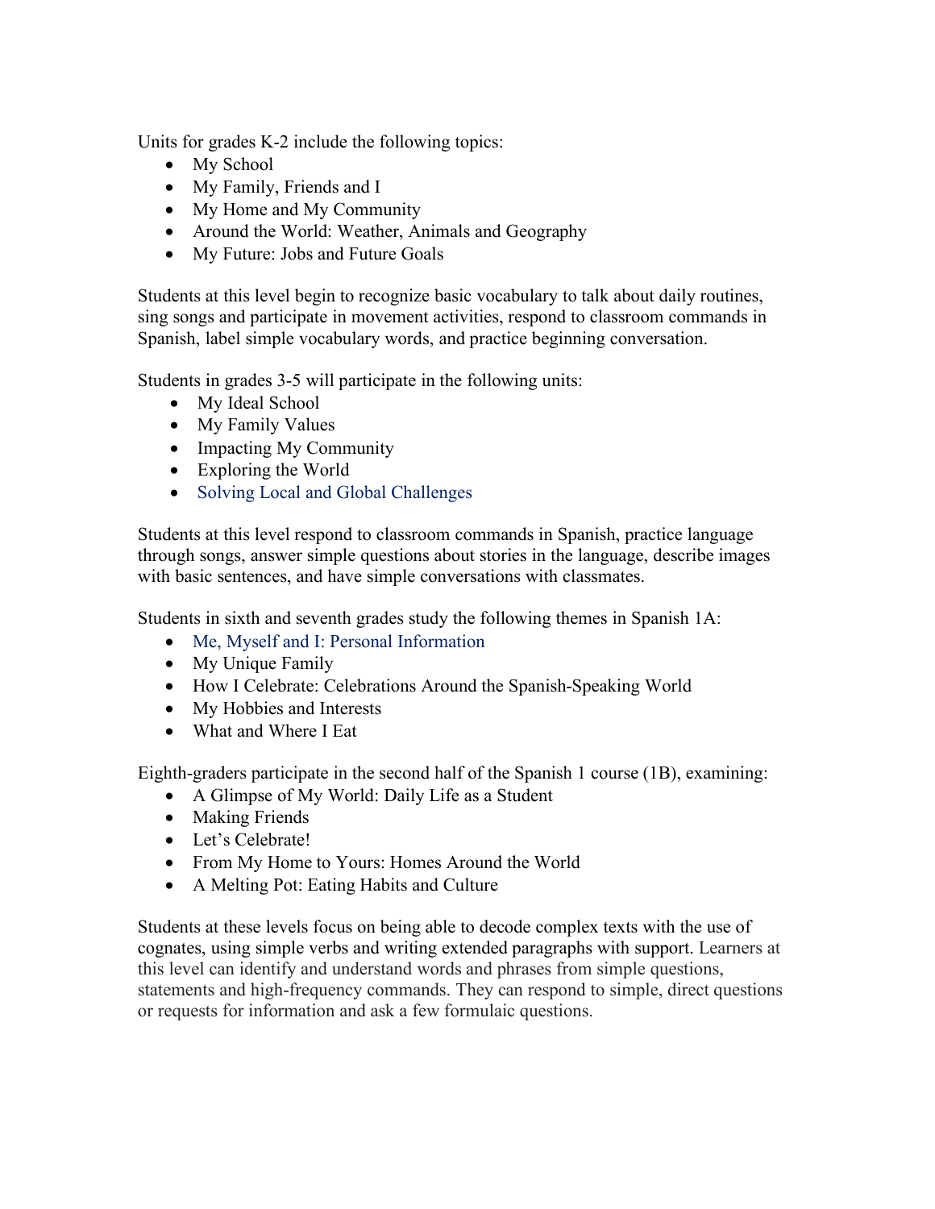Units for grades K-2 include the following topics:

- My School
- My Family, Friends and I
- My Home and My Community
- Around the World: Weather, Animals and Geography
- My Future: Jobs and Future Goals

Students at this level begin to recognize basic vocabulary to talk about daily routines, sing songs and participate in movement activities, respond to classroom commands in Spanish, label simple vocabulary words, and practice beginning conversation.

Students in grades 3-5 will participate in the following units:

- My Ideal School
- My Family Values
- Impacting My Community
- Exploring the World
- Solving Local and Global Challenges

Students at this level respond to classroom commands in Spanish, practice language through songs, answer simple questions about stories in the language, describe images with basic sentences, and have simple conversations with classmates.

Students in sixth and seventh grades study the following themes in Spanish 1A:

- Me, Myself and I: Personal Information
- My Unique Family
- How I Celebrate: Celebrations Around the Spanish-Speaking World
- My Hobbies and Interests
- What and Where I Eat

Eighth-graders participate in the second half of the Spanish 1 course (1B), examining:

- A Glimpse of My World: Daily Life as a Student
- Making Friends
- Let's Celebrate!
- From My Home to Yours: Homes Around the World
- A Melting Pot: Eating Habits and Culture

Students at these levels focus on being able to decode complex texts with the use of cognates, using simple verbs and writing extended paragraphs with support. Learners at this level can identify and understand words and phrases from simple questions, statements and high-frequency commands. They can respond to simple, direct questions or requests for information and ask a few formulaic questions.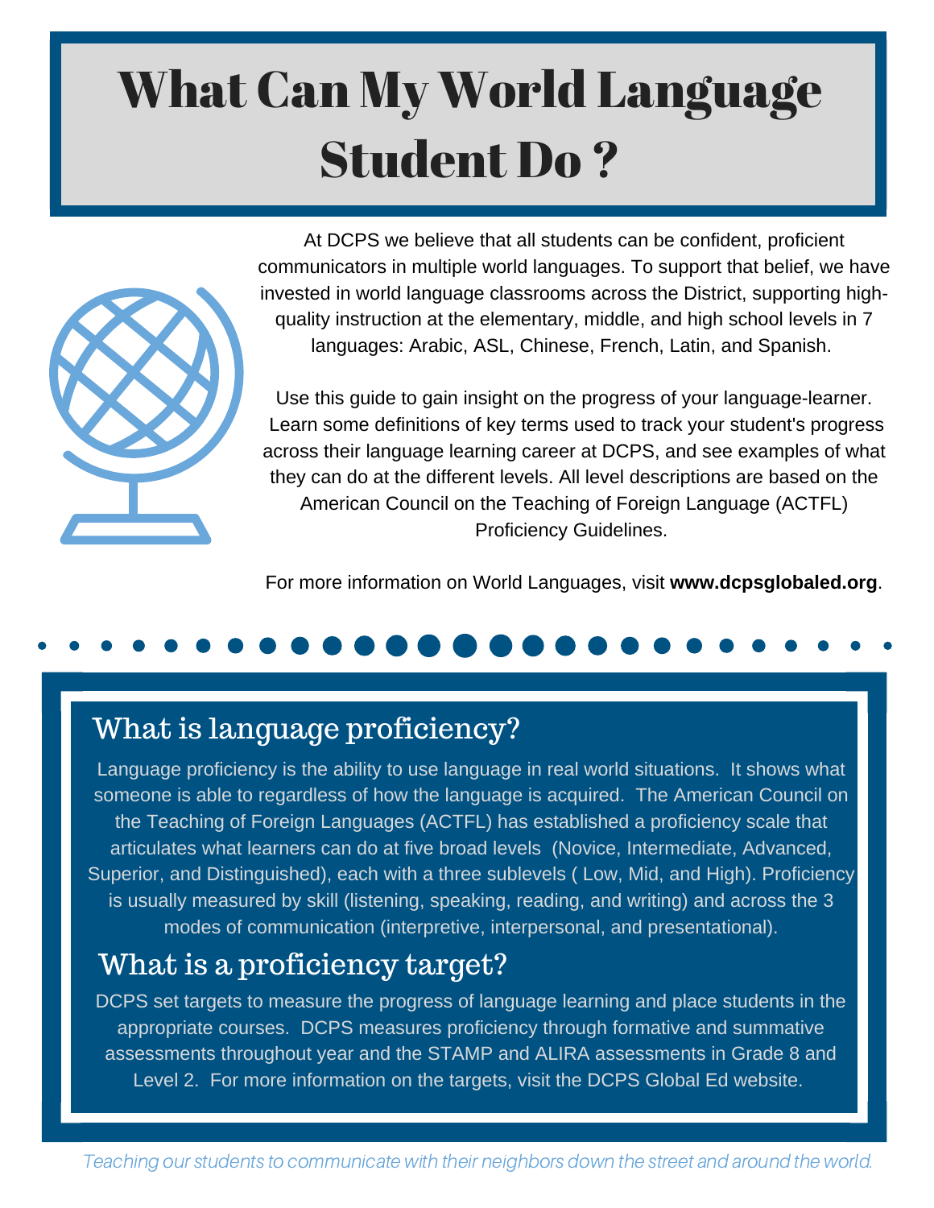# What Can My World Language Student Do ?

At DCPS we believe that all students can be confident, proficient communicators in multiple world languages. To support that belief, we have invested in world language classrooms across the District, supporting high-quality instruction at the elementary, middle, and high school levels in 7 languages: Arabic, ASL, Chinese, French, Latin, and Spanish.

Use this guide to gain insight on the progress of your language-learner. Learn some definitions of key terms used to track your student's progress across their language learning career at DCPS, and see examples of what they can do at the different levels. All level descriptions are based on the American Council on the Teaching of Foreign Language (ACTFL) Proficiency Guidelines.

For more information on World Languages, visit **www.dcpsglobaled.org**.

## What is language proficiency?

Language proficiency is the ability to use language in real world situations. It shows what someone is able to regardless of how the language is acquired. The American Council on the Teaching of Foreign Languages (ACTFL) has established a proficiency scale that articulates what learners can do at five broad levels (Novice, Intermediate, Advanced, Superior, and Distinguished), each with a three sublevels ( Low, Mid, and High). Proficiency is usually measured by skill (listening, speaking, reading, and writing) and across the 3 modes of communication (interpretive, interpersonal, and presentational).

## What is a proficiency target?

DCPS set targets to measure the progress of language learning and place students in the appropriate courses. DCPS measures proficiency through formative and summative assessments throughout year and the STAMP and ALIRA assessments in Grade 8 and Level 2. For more information on the targets, visit the DCPS Global Ed website.

*Teaching our students to communicate with their neighbors down the street and around the world.*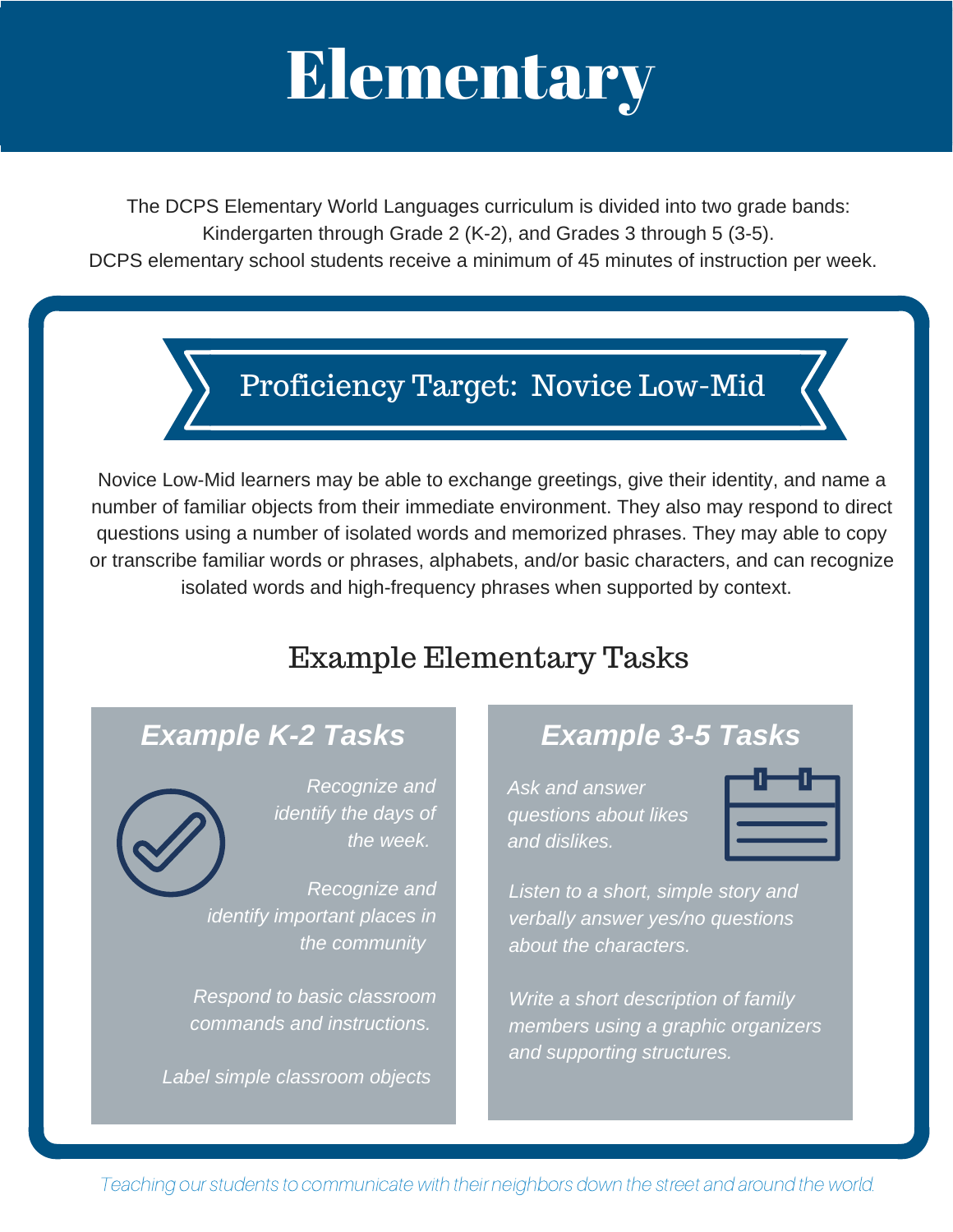# Elementary

The DCPS Elementary World Languages curriculum is divided into two grade bands: Kindergarten through Grade 2 (K-2), and Grades 3 through 5 (3-5). DCPS elementary school students receive a minimum of 45 minutes of instruction per week.

## Proficiency Target: Novice Low-Mid

Novice Low-Mid learners may be able to exchange greetings, give their identity, and name a number of familiar objects from their immediate environment. They also may respond to direct questions using a number of isolated words and memorized phrases. They may able to copy or transcribe familiar words or phrases, alphabets, and/or basic characters, and can recognize isolated words and high-frequency phrases when supported by context.

## Example Elementary Tasks

### *Example K-2 Tasks*

*Recognize and identify the days of the week.*

*Recognize and identify important places in the community*

*Respond to basic classroom commands and instructions.*

*Label simple classroom objects*

### *Example 3-5 Tasks*

*Ask and answer questions about likes and dislikes.*

*Listen to a short, simple story and verbally answer yes/no questions about the characters.*

*Write a short description of family members using a graphic organizers and supporting structures.*

*Teaching our students to communicate with their neighbors down the street and around the world.*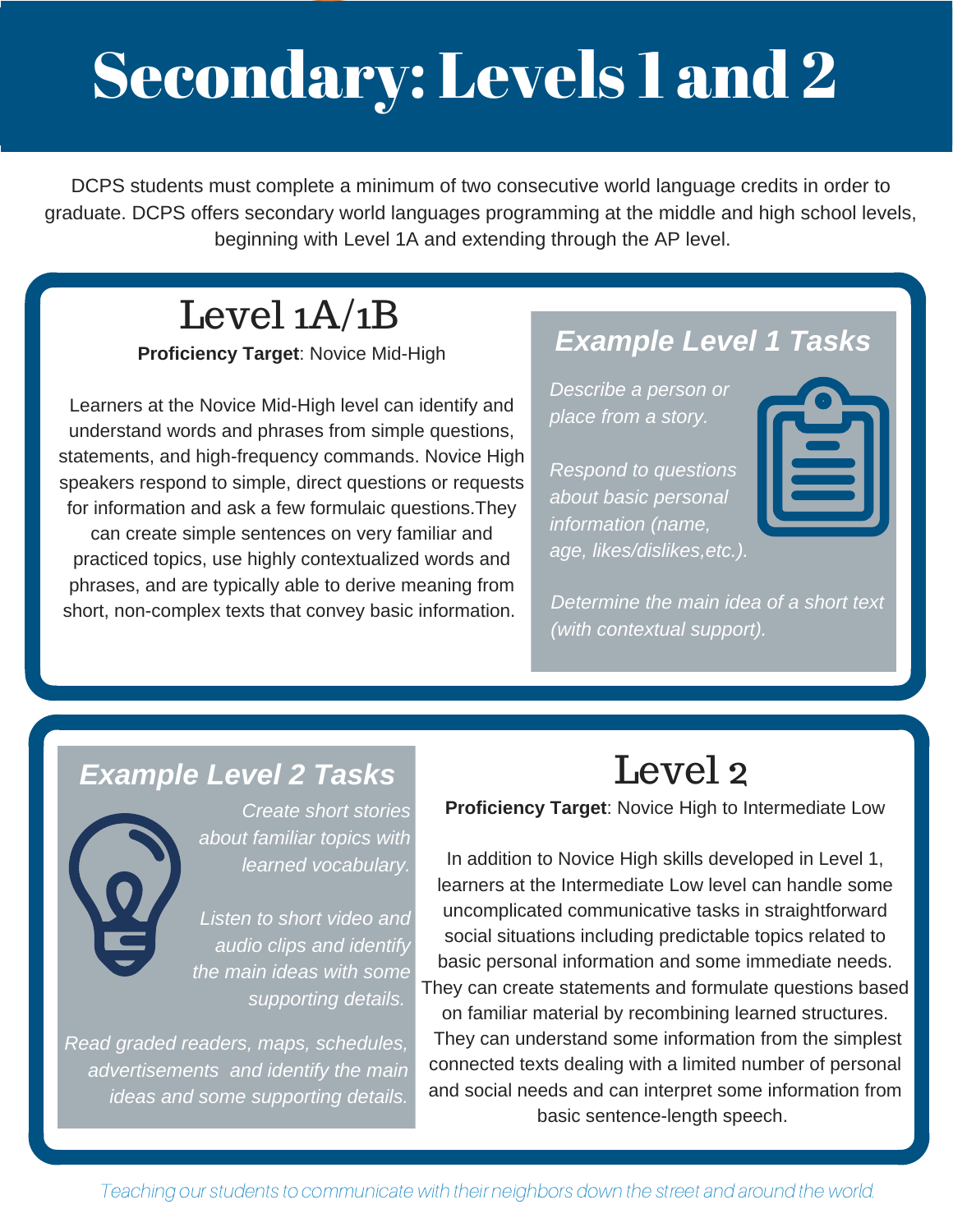# Secondary: Levels 1 and 2

DCPS students must complete a minimum of two consecutive world language credits in order to graduate. DCPS offers secondary world languages programming at the middle and high school levels, beginning with Level 1A and extending through the AP level.

## Level 1A/1B

**Proficiency Target**: Novice Mid-High

Learners at the Novice Mid-High level can identify and understand words and phrases from simple questions, statements, and high-frequency commands. Novice High speakers respond to simple, direct questions or requests for information and ask a few formulaic questions.They can create simple sentences on very familiar and practiced topics, use highly contextualized words and phrases, and are typically able to derive meaning from short, non-complex texts that convey basic information.

### *Example Level 1 Tasks*

*Describe a person or place from a story.*

*Respond to questions about basic personal information (name, age, likes/dislikes,etc.).*

*Determine the main idea of a short text (with contextual support).*

## Level 2

**Proficiency Target**: Novice High to Intermediate Low

In addition to Novice High skills developed in Level 1, learners at the Intermediate Low level can handle some uncomplicated communicative tasks in straightforward social situations including predictable topics related to basic personal information and some immediate needs. They can create statements and formulate questions based on familiar material by recombining learned structures. They can understand some information from the simplest connected texts dealing with a limited number of personal and social needs and can interpret some information from basic sentence-length speech.

### *Example Level 2 Tasks*

*Create short stories about familiar topics with learned vocabulary.*

*Listen to short video and audio clips and identify the main ideas with some supporting details.*

*Read graded readers, maps, schedules, advertisements and identify the main ideas and some supporting details.*

*Teaching our students to communicate with their neighbors down the street and around the world.*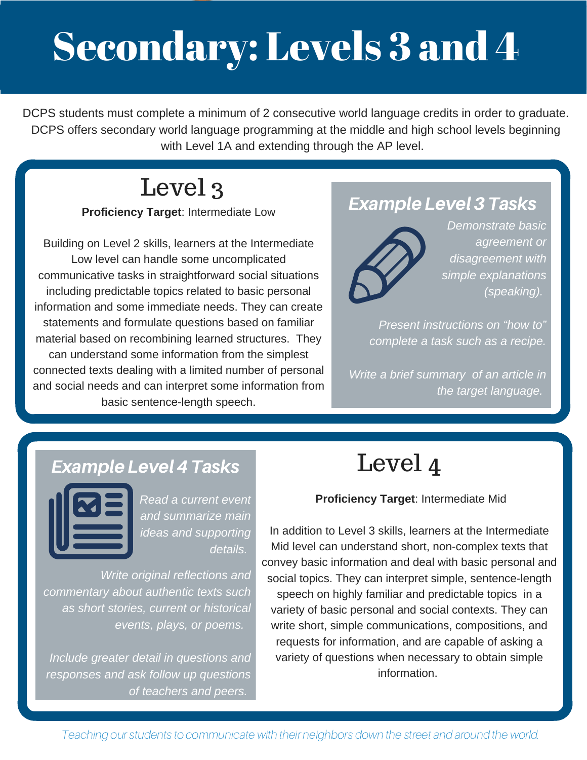# Secondary: Levels 3 and 4

DCPS students must complete a minimum of 2 consecutive world language credits in order to graduate. DCPS offers secondary world language programming at the middle and high school levels beginning with Level 1A and extending through the AP level.

## Level 3

**Proficiency Target**: Intermediate Low

Building on Level 2 skills, learners at the Intermediate Low level can handle some uncomplicated communicative tasks in straightforward social situations including predictable topics related to basic personal information and some immediate needs. They can create statements and formulate questions based on familiar material based on recombining learned structures. They can understand some information from the simplest connected texts dealing with a limited number of personal and social needs and can interpret some information from basic sentence-length speech.

### *Example Level 3 Tasks*

*Demonstrate basic agreement or disagreement with simple explanations (speaking).*

*Present instructions on "how to" complete a task such as a recipe.*

*Write a brief summary of an article in the target language.*

## Level 4

**Proficiency Target**: Intermediate Mid

In addition to Level 3 skills, learners at the Intermediate Mid level can understand short, non-complex texts that convey basic information and deal with basic personal and social topics. They can interpret simple, sentence-length speech on highly familiar and predictable topics in a variety of basic personal and social contexts. They can write short, simple communications, compositions, and requests for information, and are capable of asking a variety of questions when necessary to obtain simple information.

### *Example Level 4 Tasks*

*Read a current event and summarize main ideas and supporting details.*

*Write original reflections and commentary about authentic texts such as short stories, current or historical events, plays, or poems.*

*Include greater detail in questions and responses and ask follow up questions of teachers and peers.*

*Teaching our students to communicate with their neighbors down the street and around the world.*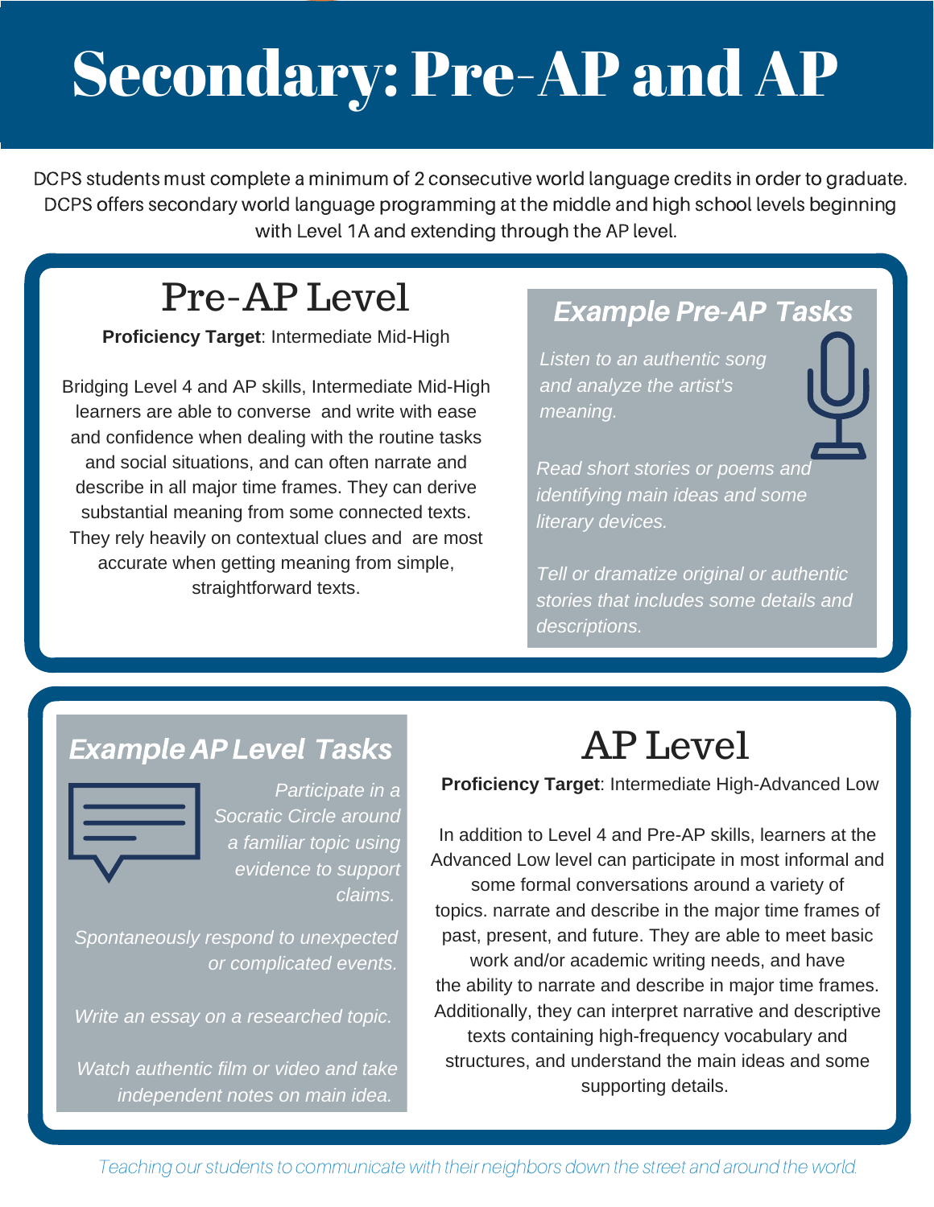# Secondary: Pre-AP and AP

DCPS students must complete a minimum of 2 consecutive world language credits in order to graduate. DCPS offers secondary world language programming at the middle and high school levels beginning with Level 1A and extending through the AP level.

## Pre-AP Level

**Proficiency Target**: Intermediate Mid-High

Bridging Level 4 and AP skills, Intermediate Mid-High learners are able to converse and write with ease and confidence when dealing with the routine tasks and social situations, and can often narrate and describe in all major time frames. They can derive substantial meaning from some connected texts. They rely heavily on contextual clues and are most accurate when getting meaning from simple, straightforward texts.

### *Example Pre-AP Tasks*

*Listen to an authentic song and analyze the artist's meaning.*

*Read short stories or poems and identifying main ideas and some literary devices.*

*Tell or dramatize original or authentic stories that includes some details and descriptions.*

## AP Level

**Proficiency Target**: Intermediate High-Advanced Low

In addition to Level 4 and Pre-AP skills, learners at the Advanced Low level can participate in most informal and some formal conversations around a variety of topics. narrate and describe in the major time frames of past, present, and future. They are able to meet basic work and/or academic writing needs, and have the ability to narrate and describe in major time frames. Additionally, they can interpret narrative and descriptive texts containing high-frequency vocabulary and structures, and understand the main ideas and some supporting details.

### *Example AP Level Tasks*

*Participate in a Socratic Circle around a familiar topic using evidence to support claims.*

*Spontaneously respond to unexpected or complicated events.*

*Write an essay on a researched topic.*

*Watch authentic film or video and take independent notes on main idea.*

*Teaching our students to communicate with their neighbors down the street and around the world.*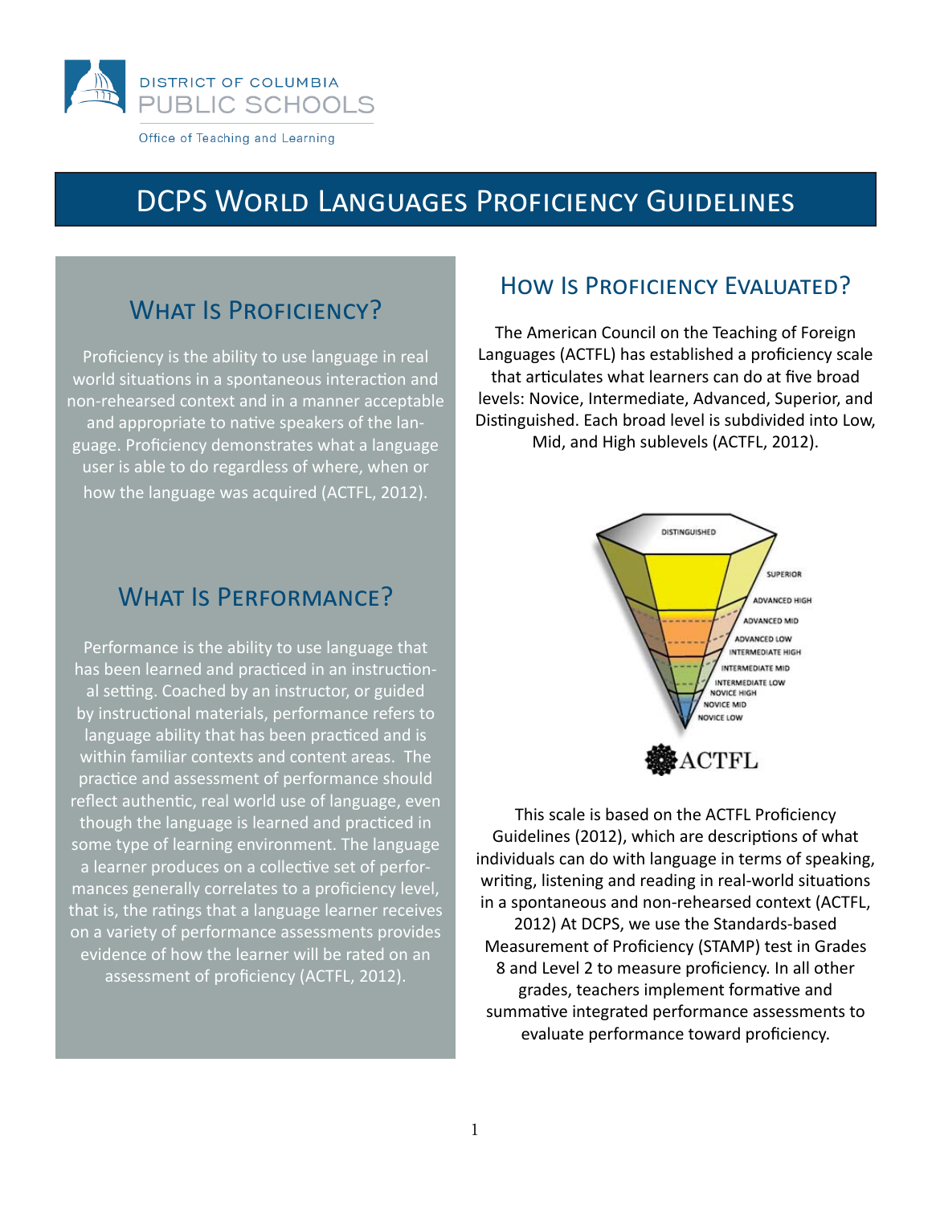DISTRICT OF COLUMBIA
PUBLIC SCHOOLS

Office of Teaching and Learning

# DCPS World Languages Proficiency Guidelines

## What Is Proficiency?

Proficiency is the ability to use language in real world situations in a spontaneous interaction and non-rehearsed context and in a manner acceptable and appropriate to native speakers of the language. Proficiency demonstrates what a language user is able to do regardless of where, when or how the language was acquired (ACTFL, 2012).

## What Is Performance?

Performance is the ability to use language that has been learned and practiced in an instructional setting. Coached by an instructor, or guided by instructional materials, performance refers to language ability that has been practiced and is within familiar contexts and content areas. The practice and assessment of performance should reflect authentic, real world use of language, even though the language is learned and practiced in some type of learning environment. The language a learner produces on a collective set of performances generally correlates to a proficiency level, that is, the ratings that a language learner receives on a variety of performance assessments provides evidence of how the learner will be rated on an assessment of proficiency (ACTFL, 2012).

## How Is Proficiency Evaluated?

The American Council on the Teaching of Foreign Languages (ACTFL) has established a proficiency scale that articulates what learners can do at five broad levels: Novice, Intermediate, Advanced, Superior, and Distinguished. Each broad level is subdivided into Low, Mid, and High sublevels (ACTFL, 2012).

DISTINGUISHED
SUPERIOR
ADVANCED HIGH
ADVANCED MID
ADVANCED LOW
INTERMEDIATE HIGH
INTERMEDIATE MID
INTERMEDIATE LOW
NOVICE HIGH
NOVICE MID
NOVICE LOW

ACTFL

This scale is based on the ACTFL Proficiency Guidelines (2012), which are descriptions of what individuals can do with language in terms of speaking, writing, listening and reading in real-world situations in a spontaneous and non-rehearsed context (ACTFL, 2012) At DCPS, we use the Standards-based Measurement of Proficiency (STAMP) test in Grades 8 and Level 2 to measure proficiency. In all other grades, teachers implement formative and summative integrated performance assessments to evaluate performance toward proficiency.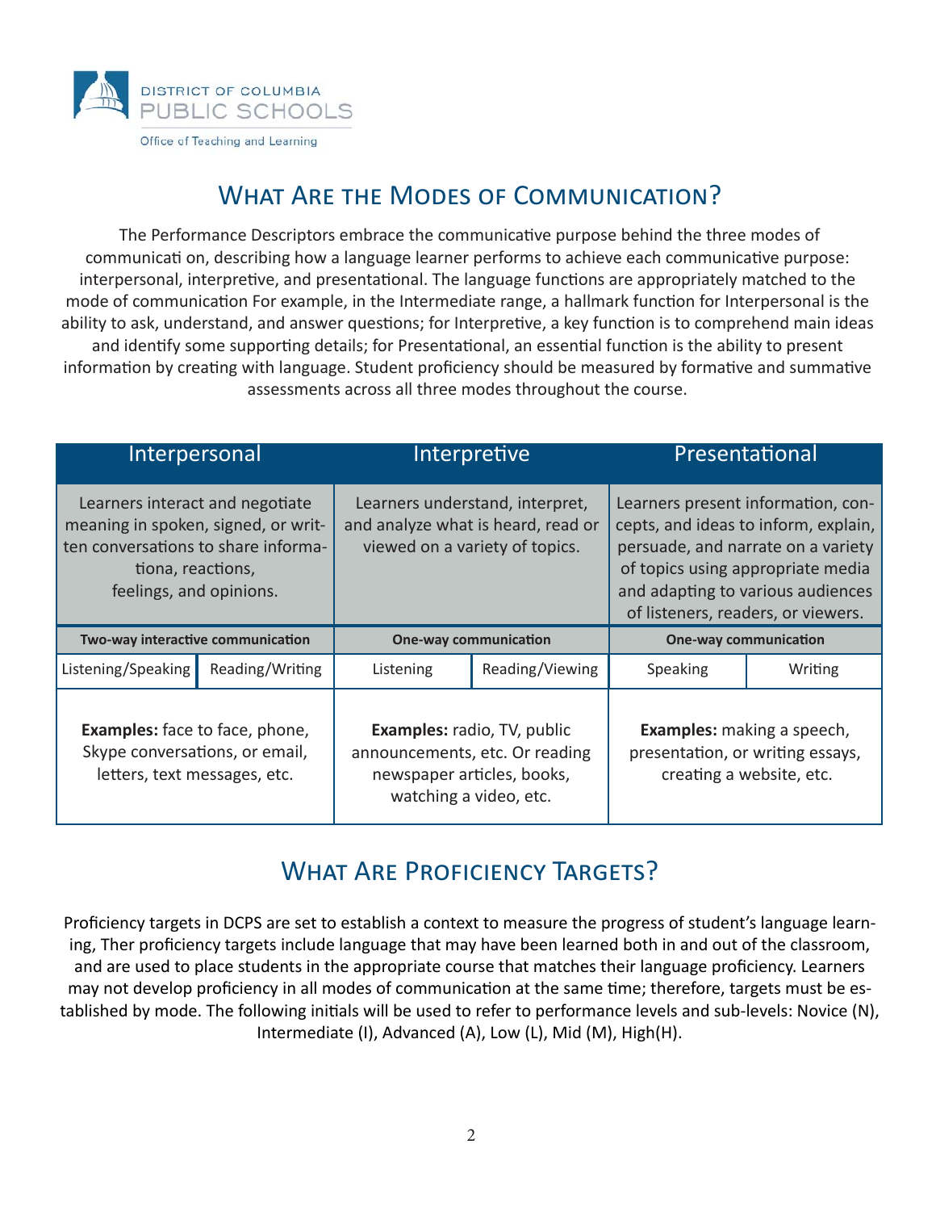DISTRICT OF COLUMBIA
PUBLIC SCHOOLS
Office of Teaching and Learning

## What Are the Modes of Communication?

The Performance Descriptors embrace the communicative purpose behind the three modes of communicati on, describing how a language learner performs to achieve each communicative purpose: interpersonal, interpretive, and presentational. The language functions are appropriately matched to the mode of communication For example, in the Intermediate range, a hallmark function for Interpersonal is the ability to ask, understand, and answer questions; for Interpretive, a key function is to comprehend main ideas and identify some supporting details; for Presentational, an essential function is the ability to present information by creating with language. Student proficiency should be measured by formative and summative assessments across all three modes throughout the course.

| Interpersonal | | Interpretive | | Presentational | |
|---|---|---|---|---|---|
| Learners interact and negotiate meaning in spoken, signed, or written conversations to share informationa, reactions, feelings, and opinions. | | Learners understand, interpret, and analyze what is heard, read or viewed on a variety of topics. | | Learners present information, concepts, and ideas to inform, explain, persuade, and narrate on a variety of topics using appropriate media and adapting to various audiences of listeners, readers, or viewers. | |
| **Two-way interactive communication** | | **One-way communication** | | **One-way communication** | |
| Listening/Speaking | Reading/Writing | Listening | Reading/Viewing | Speaking | Writing |
| **Examples:** face to face, phone, Skype conversations, or email, letters, text messages, etc. | | **Examples:** radio, TV, public announcements, etc. Or reading newspaper articles, books, watching a video, etc. | | **Examples:** making a speech, presentation, or writing essays, creating a website, etc. | |

## What Are Proficiency Targets?

Proficiency targets in DCPS are set to establish a context to measure the progress of student's language learning, Ther proficiency targets include language that may have been learned both in and out of the classroom, and are used to place students in the appropriate course that matches their language proficiency. Learners may not develop proficiency in all modes of communication at the same time; therefore, targets must be established by mode. The following initials will be used to refer to performance levels and sub-levels: Novice (N), Intermediate (I), Advanced (A), Low (L), Mid (M), High(H).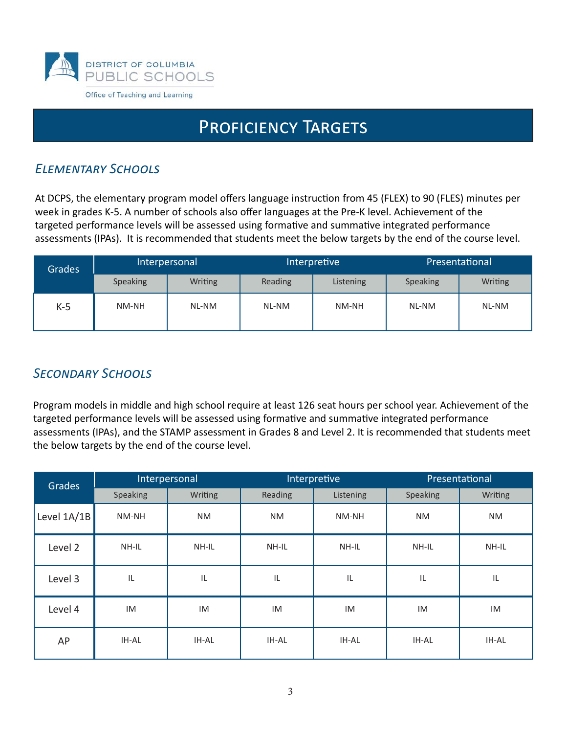DISTRICT OF COLUMBIA
PUBLIC SCHOOLS
Office of Teaching and Learning

# Proficiency Targets

## *Elementary Schools*

At DCPS, the elementary program model offers language instruction from 45 (FLEX) to 90 (FLES) minutes per week in grades K-5. A number of schools also offer languages at the Pre-K level. Achievement of the targeted performance levels will be assessed using formative and summative integrated performance assessments (IPAs). It is recommended that students meet the below targets by the end of the course level.

| Grades | Interpersonal | | Interpretive | | Presentational | |
|---|---|---|---|---|---|---|
| | Speaking | Writing | Reading | Listening | Speaking | Writing |
| K-5 | NM-NH | NL-NM | NL-NM | NM-NH | NL-NM | NL-NM |

## *Secondary Schools*

Program models in middle and high school require at least 126 seat hours per school year. Achievement of the targeted performance levels will be assessed using formative and summative integrated performance assessments (IPAs), and the STAMP assessment in Grades 8 and Level 2. It is recommended that students meet the below targets by the end of the course level.

| Grades | Interpersonal | | Interpretive | | Presentational | |
|---|---|---|---|---|---|---|
| | Speaking | Writing | Reading | Listening | Speaking | Writing |
| Level 1A/1B | NM-NH | NM | NM | NM-NH | NM | NM |
| Level 2 | NH-IL | NH-IL | NH-IL | NH-IL | NH-IL | NH-IL |
| Level 3 | IL | IL | IL | IL | IL | IL |
| Level 4 | IM | IM | IM | IM | IM | IM |
| AP | IH-AL | IH-AL | IH-AL | IH-AL | IH-AL | IH-AL |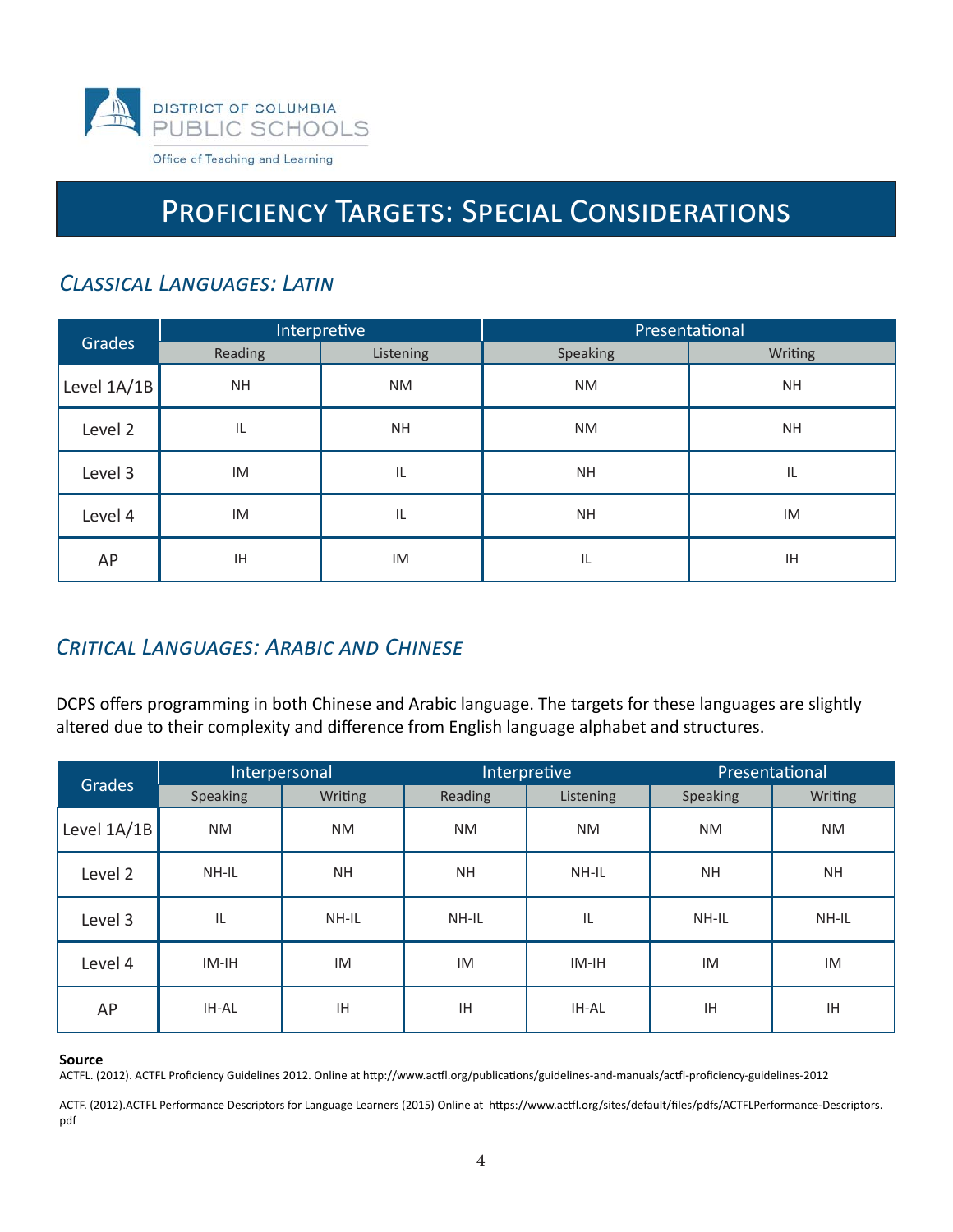DISTRICT OF COLUMBIA
PUBLIC SCHOOLS
Office of Teaching and Learning

# Proficiency Targets: Special Considerations

## *Classical Languages: Latin*

| Grades | Interpretive | | Presentational | |
|---|---|---|---|---|
| | Reading | Listening | Speaking | Writing |
| Level 1A/1B | NH | NM | NM | NH |
| Level 2 | IL | NH | NM | NH |
| Level 3 | IM | IL | NH | IL |
| Level 4 | IM | IL | NH | IM |
| AP | IH | IM | IL | IH |

## *Critical Languages: Arabic and Chinese*

DCPS offers programming in both Chinese and Arabic language. The targets for these languages are slightly altered due to their complexity and difference from English language alphabet and structures.

| Grades | Interpersonal | | Interpretive | | Presentational | |
|---|---|---|---|---|---|---|
| | Speaking | Writing | Reading | Listening | Speaking | Writing |
| Level 1A/1B | NM | NM | NM | NM | NM | NM |
| Level 2 | NH-IL | NH | NH | NH-IL | NH | NH |
| Level 3 | IL | NH-IL | NH-IL | IL | NH-IL | NH-IL |
| Level 4 | IM-IH | IM | IM | IM-IH | IM | IM |
| AP | IH-AL | IH | IH | IH-AL | IH | IH |

**Source**

ACTFL. (2012). ACTFL Proficiency Guidelines 2012. Online at http://www.actfl.org/publications/guidelines-and-manuals/actfl-proficiency-guidelines-2012

ACTF. (2012).ACTFL Performance Descriptors for Language Learners (2015) Online at https://www.actfl.org/sites/default/files/pdfs/ACTFLPerformance-Descriptors.pdf